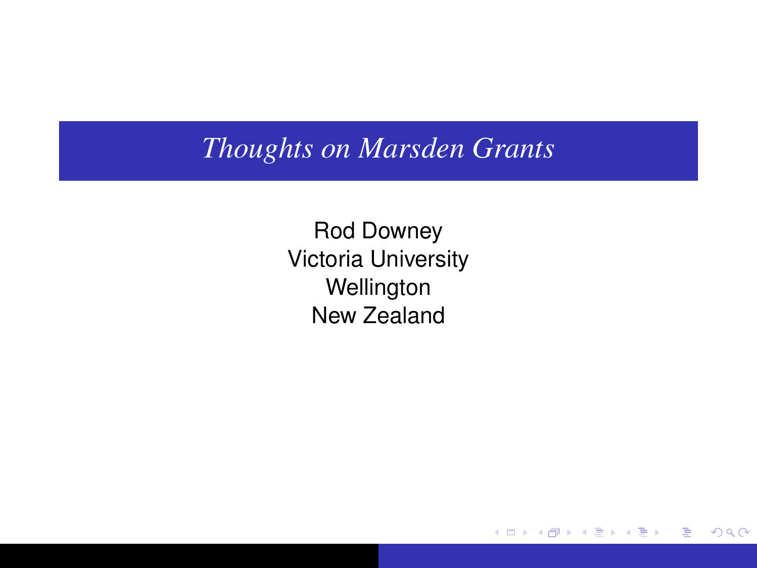# *Thoughts on Marsden Grants*

Rod Downey
Victoria University
Wellington
New Zealand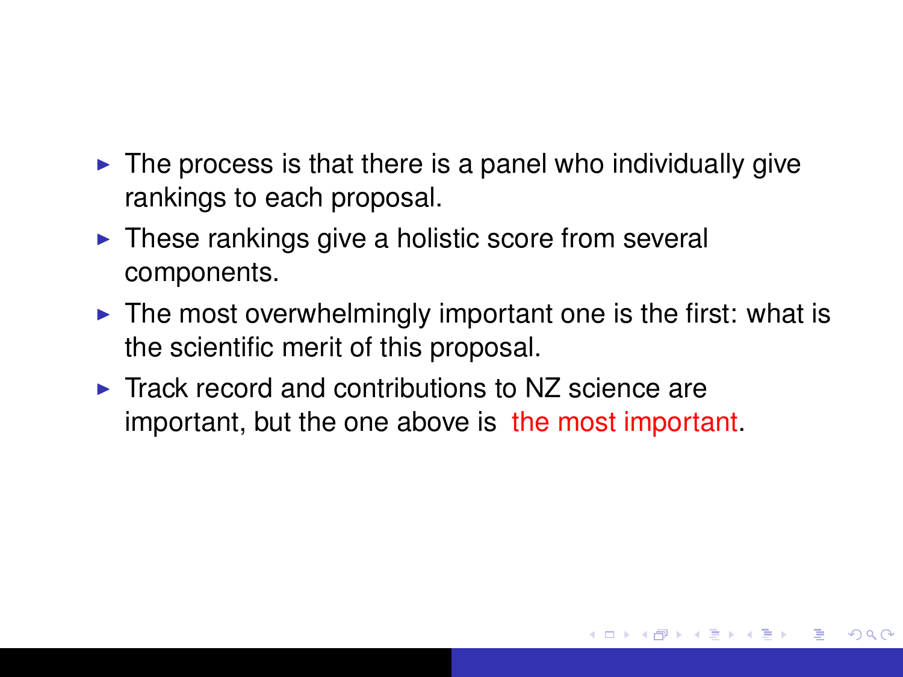- The process is that there is a panel who individually give rankings to each proposal.
- These rankings give a holistic score from several components.
- The most overwhelmingly important one is the first: what is the scientific merit of this proposal.
- Track record and contributions to NZ science are important, but the one above is the most important.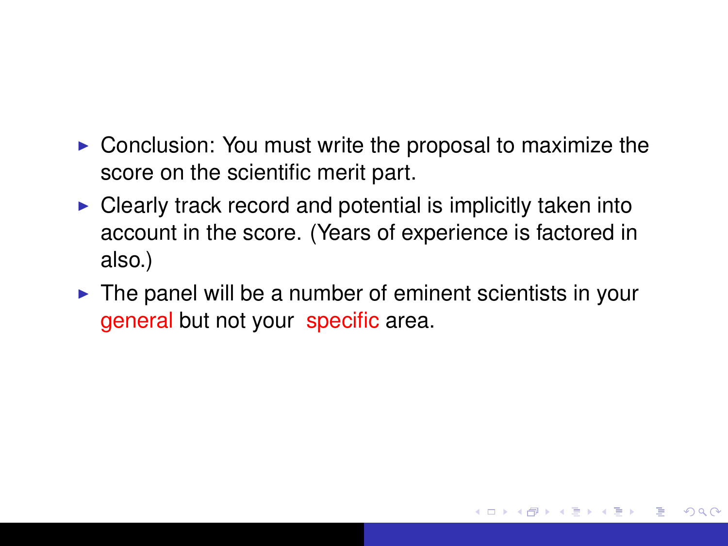- Conclusion: You must write the proposal to maximize the score on the scientific merit part.
- Clearly track record and potential is implicitly taken into account in the score. (Years of experience is factored in also.)
- The panel will be a number of eminent scientists in your general but not your specific area.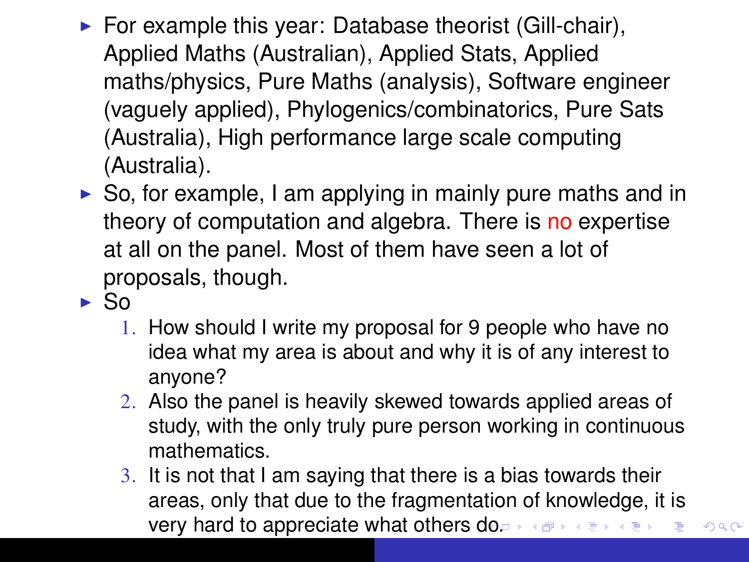- For example this year: Database theorist (Gill-chair), Applied Maths (Australian), Applied Stats, Applied maths/physics, Pure Maths (analysis), Software engineer (vaguely applied), Phylogenics/combinatorics, Pure Sats (Australia), High performance large scale computing (Australia).
- So, for example, I am applying in mainly pure maths and in theory of computation and algebra. There is no expertise at all on the panel. Most of them have seen a lot of proposals, though.
- So
  1. How should I write my proposal for 9 people who have no idea what my area is about and why it is of any interest to anyone?
  2. Also the panel is heavily skewed towards applied areas of study, with the only truly pure person working in continuous mathematics.
  3. It is not that I am saying that there is a bias towards their areas, only that due to the fragmentation of knowledge, it is very hard to appreciate what others do.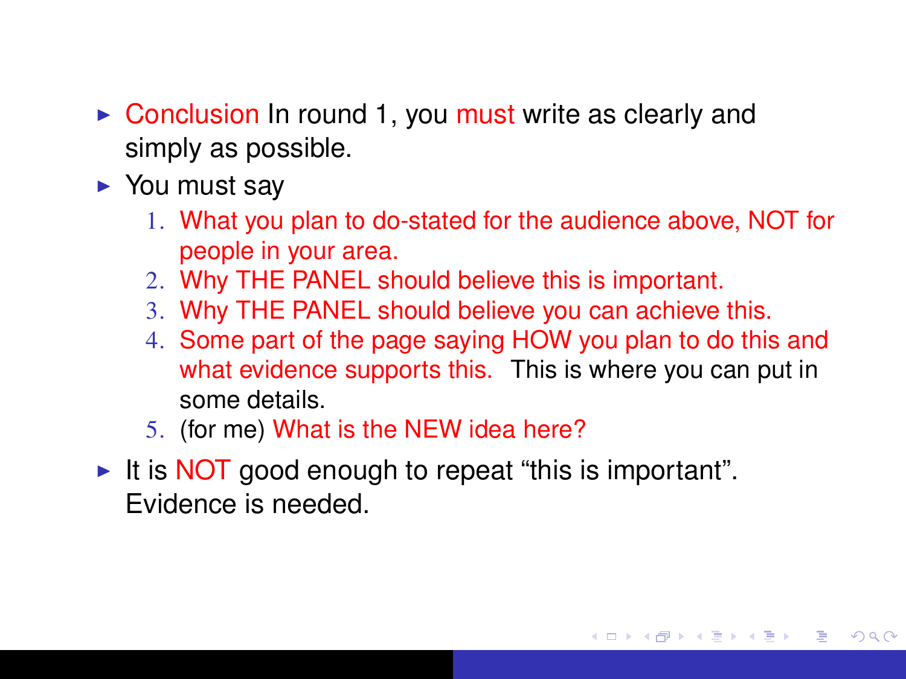- Conclusion In round 1, you must write as clearly and simply as possible.
- You must say
  1. What you plan to do-stated for the audience above, NOT for people in your area.
  2. Why THE PANEL should believe this is important.
  3. Why THE PANEL should believe you can achieve this.
  4. Some part of the page saying HOW you plan to do this and what evidence supports this. This is where you can put in some details.
  5. (for me) What is the NEW idea here?
- It is NOT good enough to repeat “this is important”. Evidence is needed.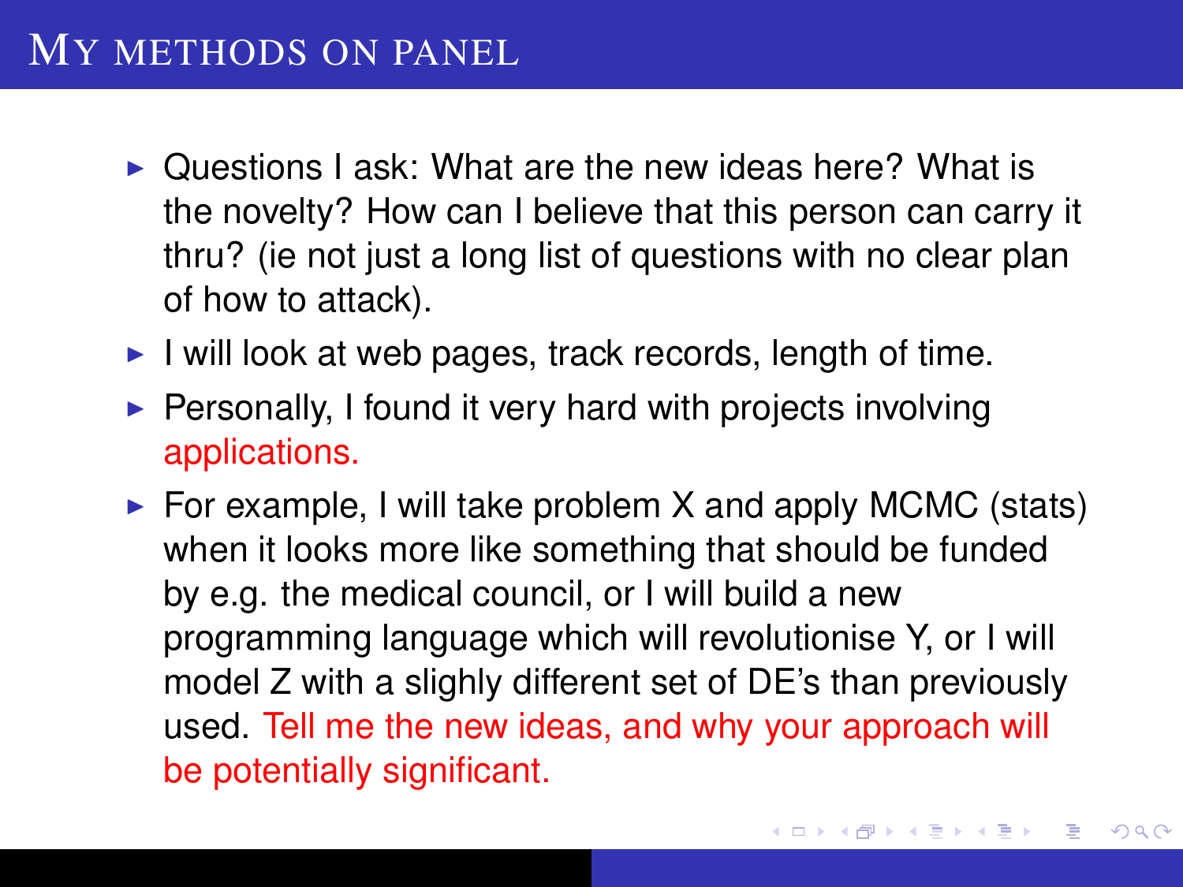# My methods on panel

- Questions I ask: What are the new ideas here? What is the novelty? How can I believe that this person can carry it thru? (ie not just a long list of questions with no clear plan of how to attack).
- I will look at web pages, track records, length of time.
- Personally, I found it very hard with projects involving applications.
- For example, I will take problem X and apply MCMC (stats) when it looks more like something that should be funded by e.g. the medical council, or I will build a new programming language which will revolutionise Y, or I will model Z with a slighly different set of DE's than previously used. Tell me the new ideas, and why your approach will be potentially significant.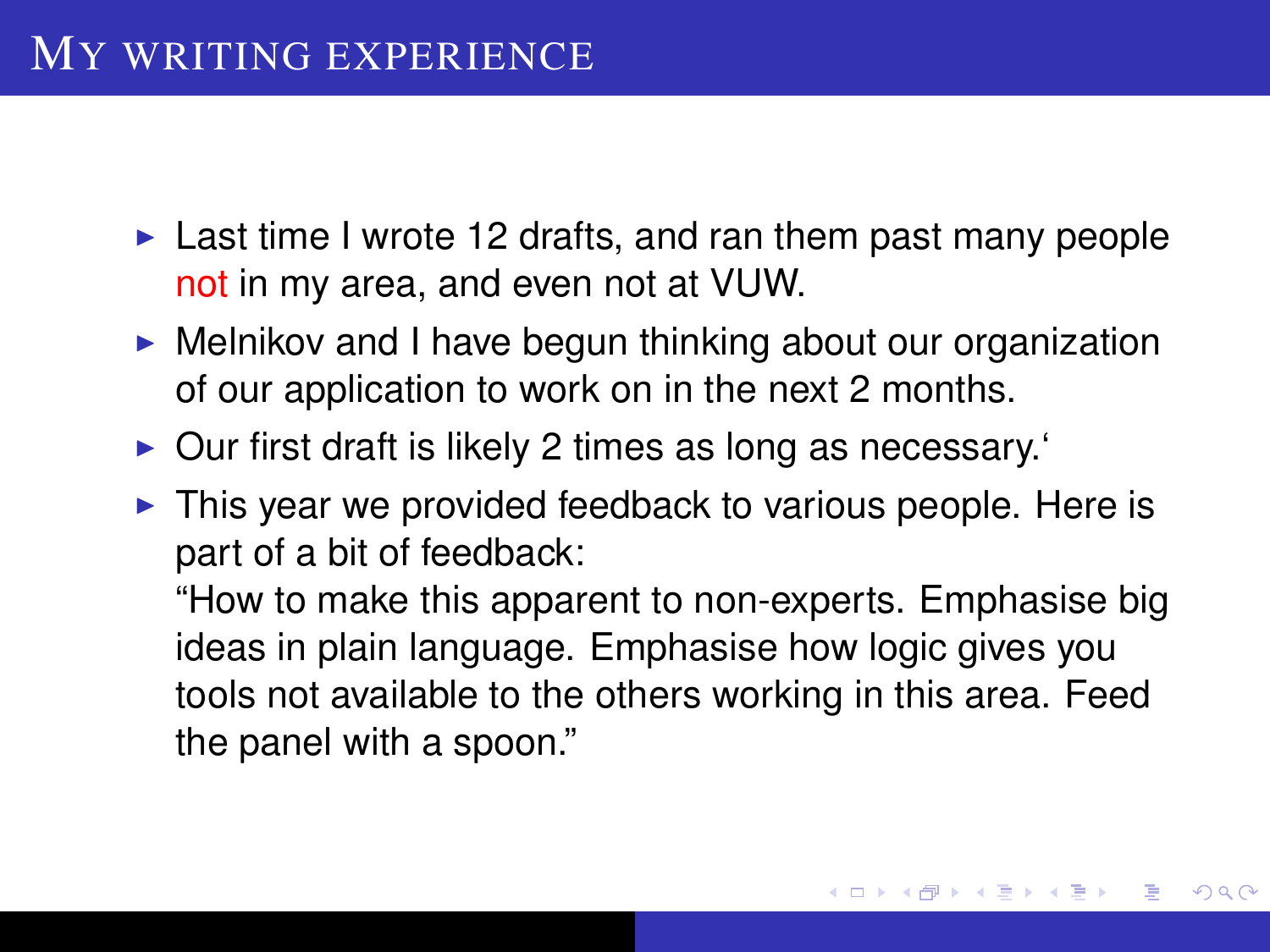# My writing experience

- Last time I wrote 12 drafts, and ran them past many people not in my area, and even not at VUW.
- Melnikov and I have begun thinking about our organization of our application to work on in the next 2 months.
- Our first draft is likely 2 times as long as necessary.‘
- This year we provided feedback to various people. Here is part of a bit of feedback:
  “How to make this apparent to non-experts. Emphasise big ideas in plain language. Emphasise how logic gives you tools not available to the others working in this area. Feed the panel with a spoon.”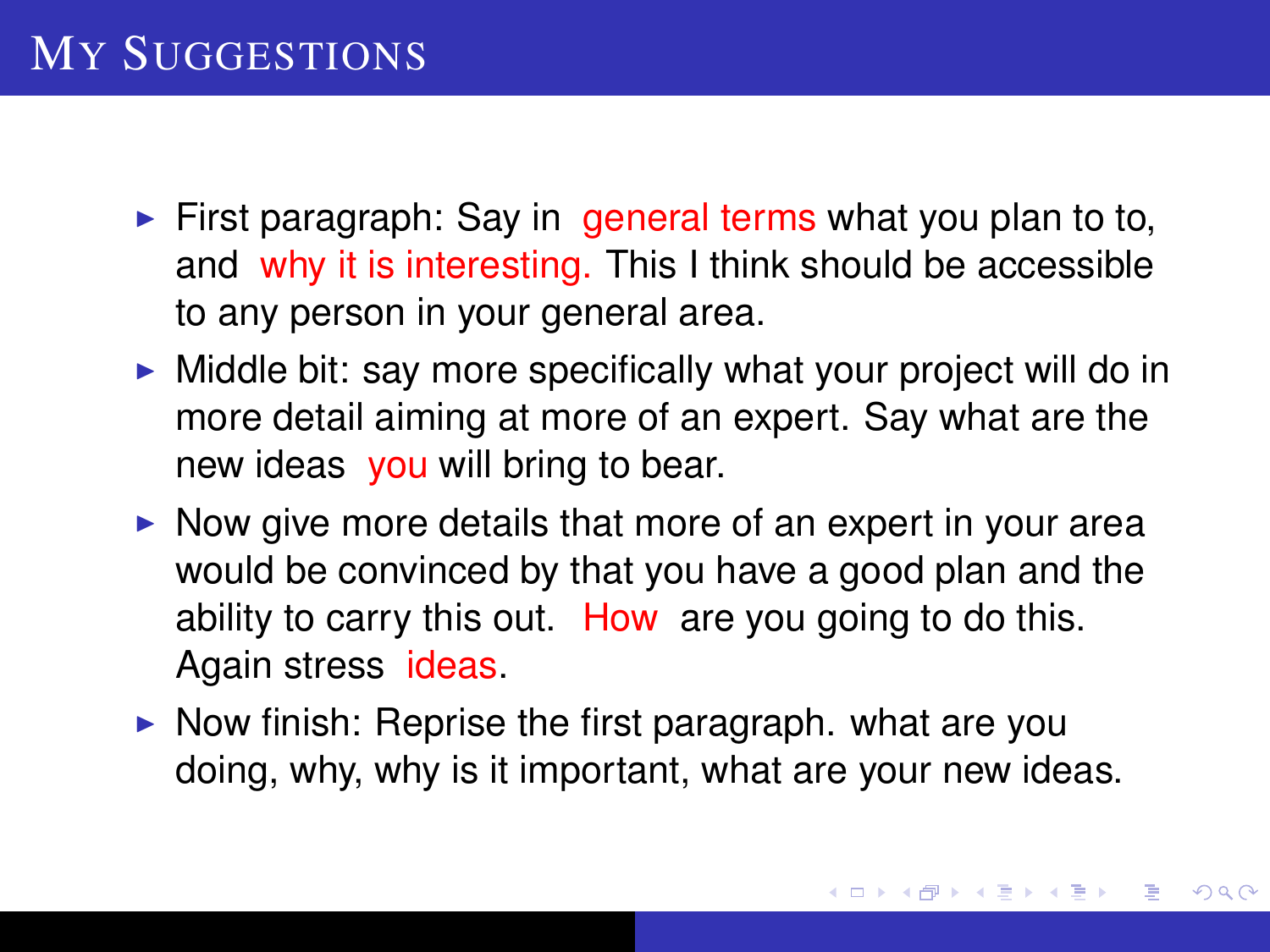# My Suggestions

- First paragraph: Say in general terms what you plan to to, and why it is interesting. This I think should be accessible to any person in your general area.
- Middle bit: say more specifically what your project will do in more detail aiming at more of an expert. Say what are the new ideas you will bring to bear.
- Now give more details that more of an expert in your area would be convinced by that you have a good plan and the ability to carry this out. How are you going to do this. Again stress ideas.
- Now finish: Reprise the first paragraph. what are you doing, why, why is it important, what are your new ideas.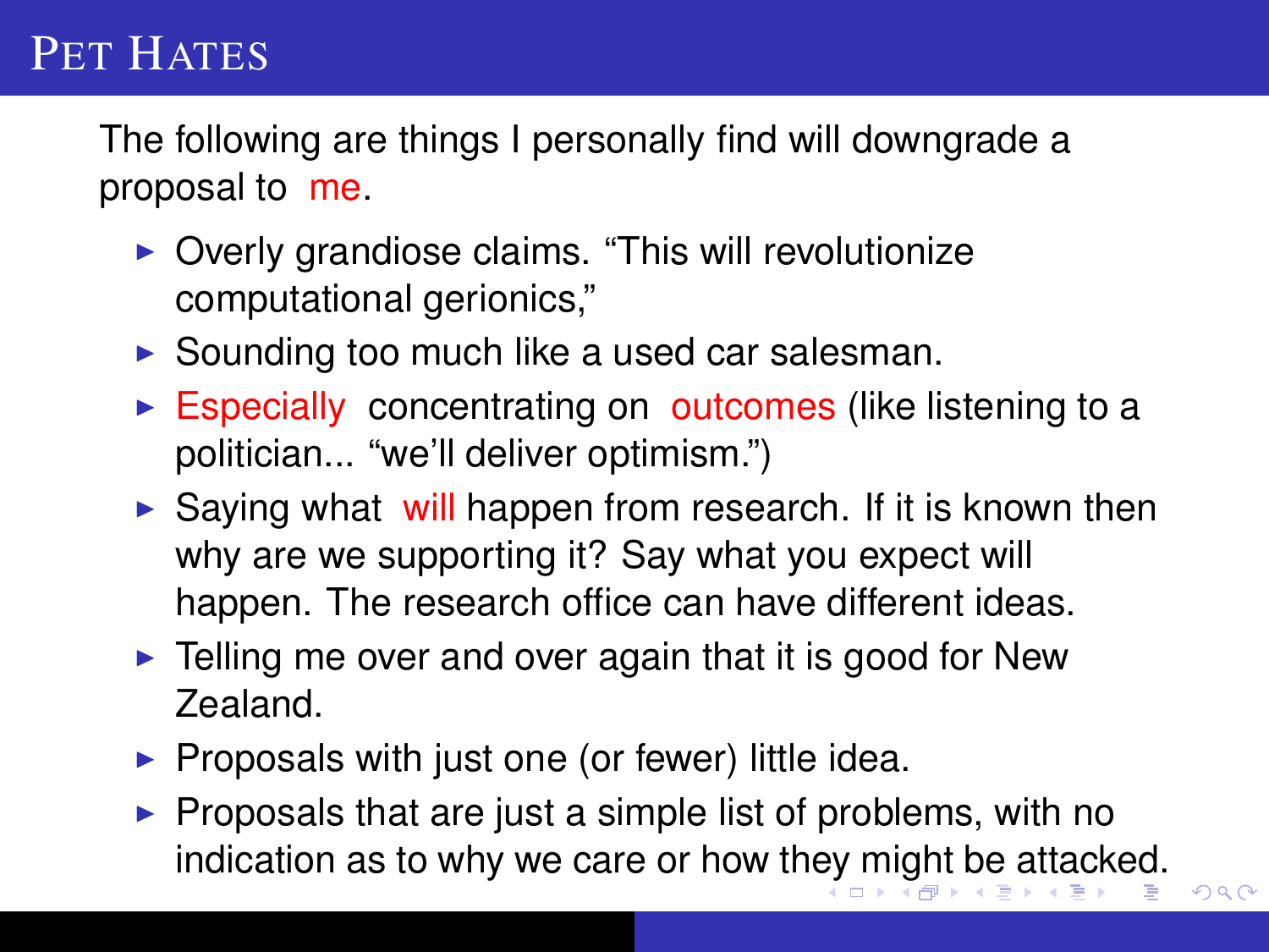# Pet Hates

The following are things I personally find will downgrade a proposal to me.

- Overly grandiose claims. “This will revolutionize computational gerionics,”
- Sounding too much like a used car salesman.
- Especially concentrating on outcomes (like listening to a politician... “we’ll deliver optimism.”)
- Saying what will happen from research. If it is known then why are we supporting it? Say what you expect will happen. The research office can have different ideas.
- Telling me over and over again that it is good for New Zealand.
- Proposals with just one (or fewer) little idea.
- Proposals that are just a simple list of problems, with no indication as to why we care or how they might be attacked.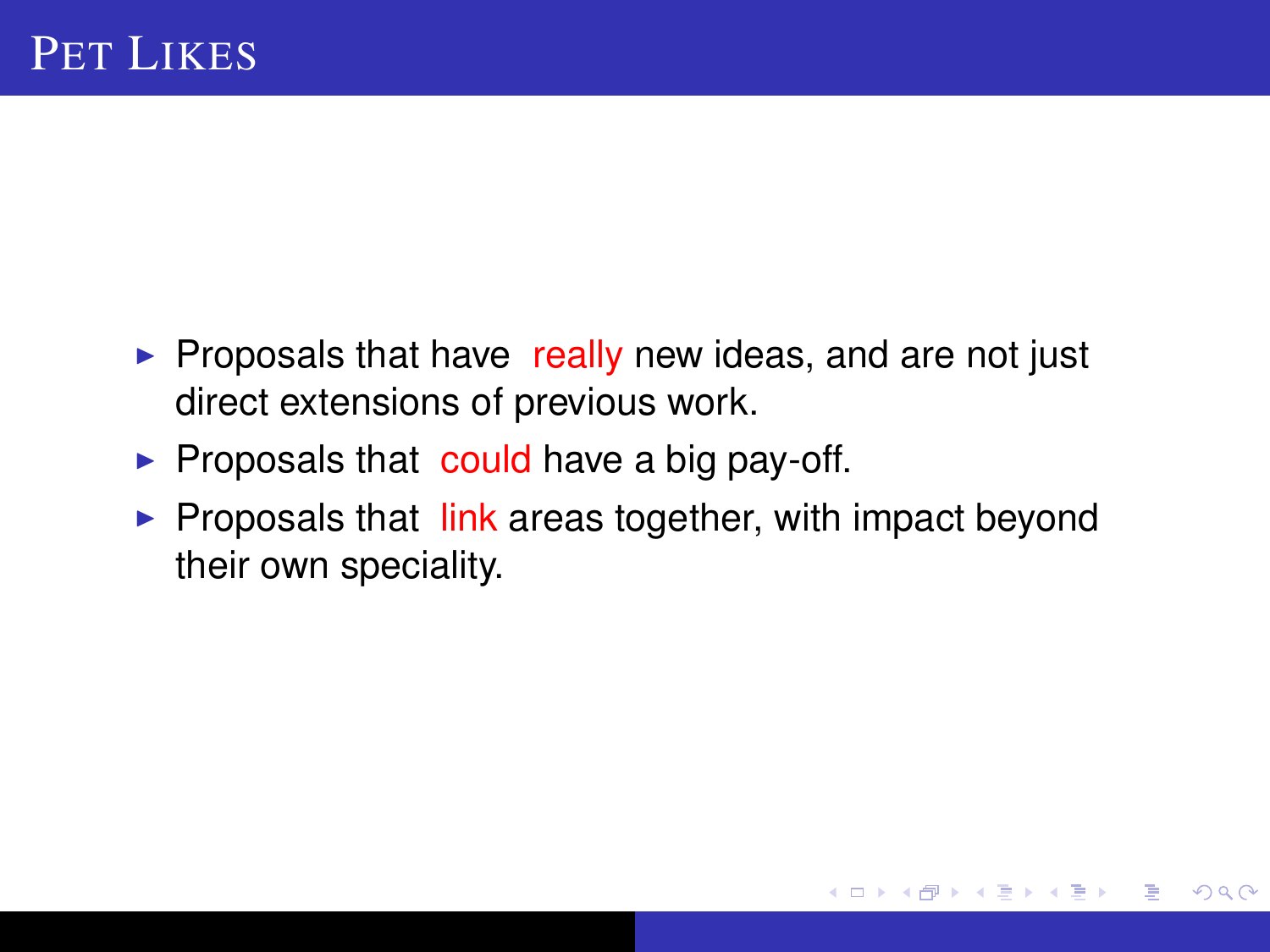# Pet Likes

- Proposals that have **really** new ideas, and are not just direct extensions of previous work.
- Proposals that **could** have a big pay-off.
- Proposals that **link** areas together, with impact beyond their own speciality.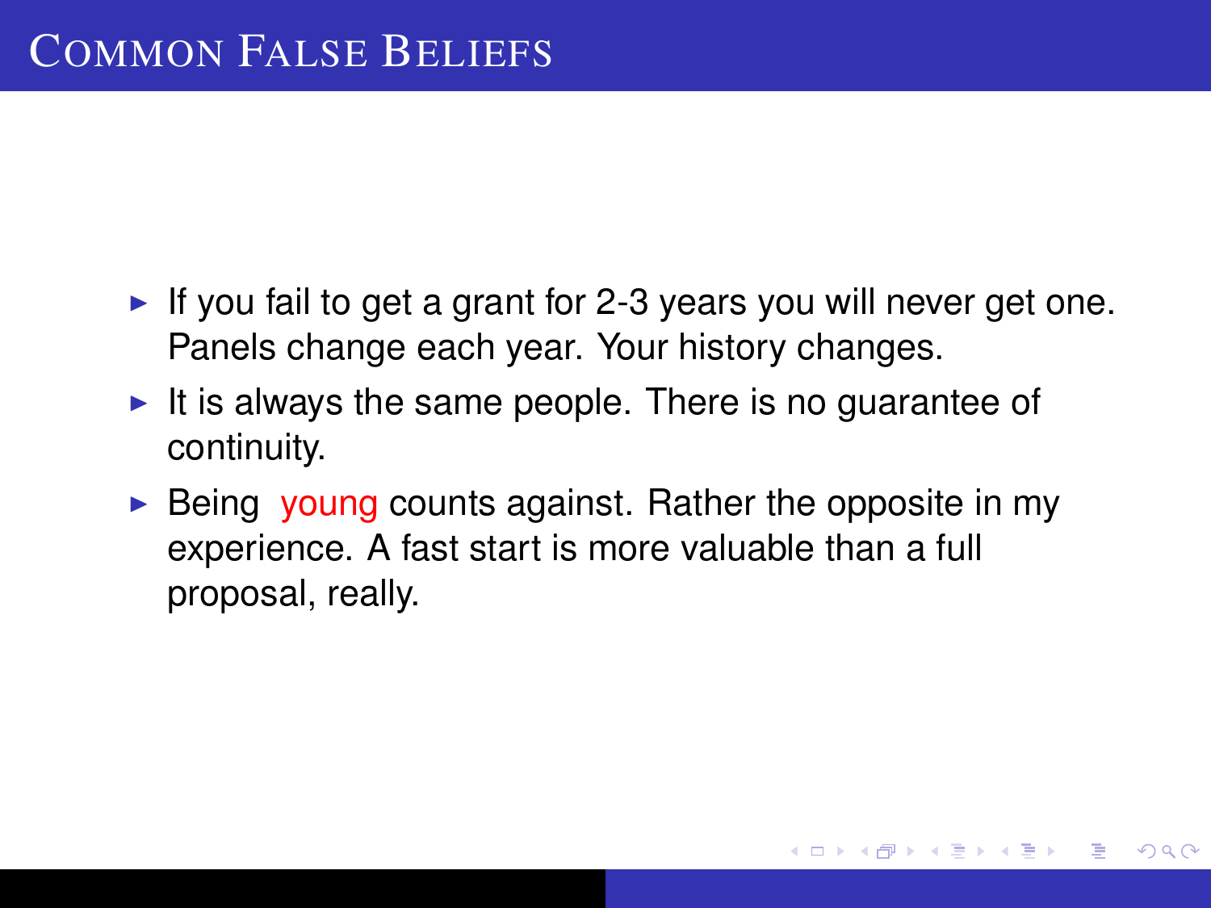# Common False Beliefs

- If you fail to get a grant for 2-3 years you will never get one. Panels change each year. Your history changes.
- It is always the same people. There is no guarantee of continuity.
- Being young counts against. Rather the opposite in my experience. A fast start is more valuable than a full proposal, really.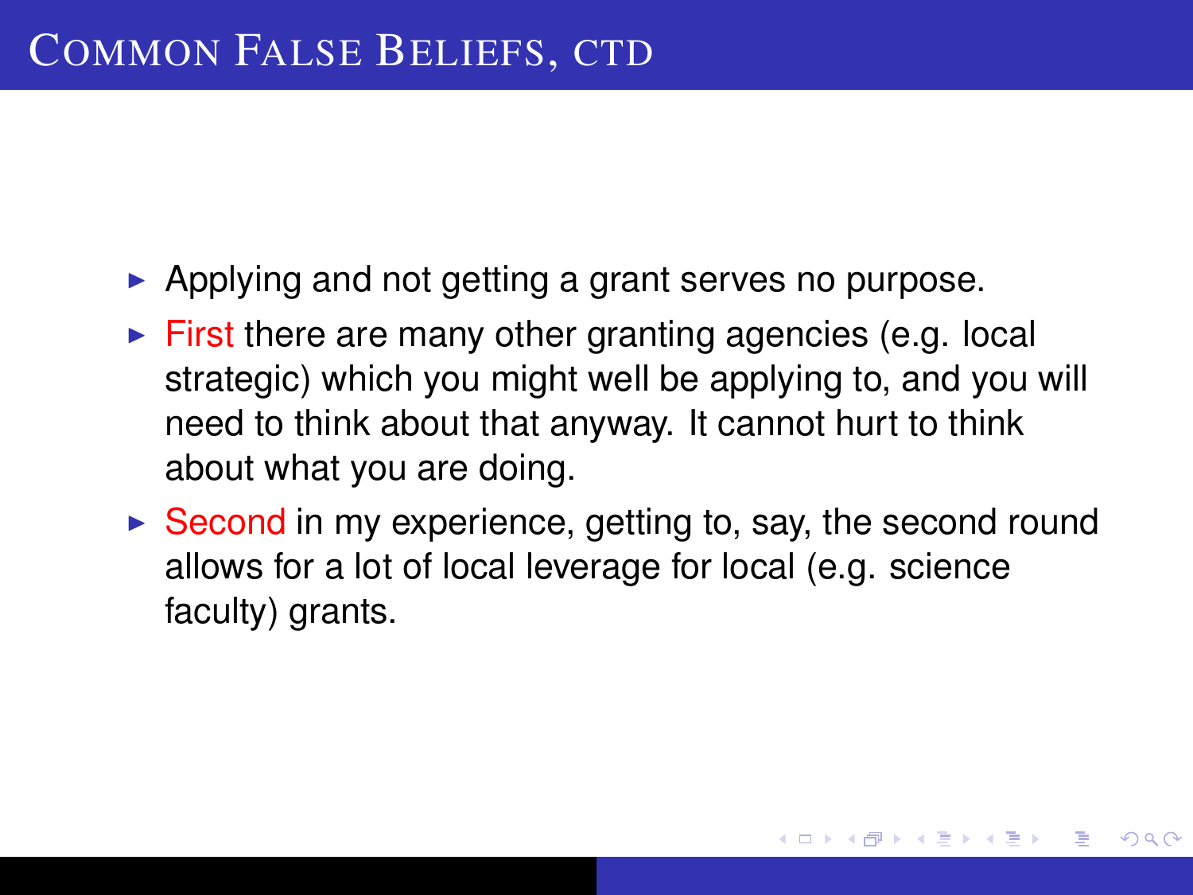# Common False Beliefs, ctd

- Applying and not getting a grant serves no purpose.
- First there are many other granting agencies (e.g. local strategic) which you might well be applying to, and you will need to think about that anyway. It cannot hurt to think about what you are doing.
- Second in my experience, getting to, say, the second round allows for a lot of local leverage for local (e.g. science faculty) grants.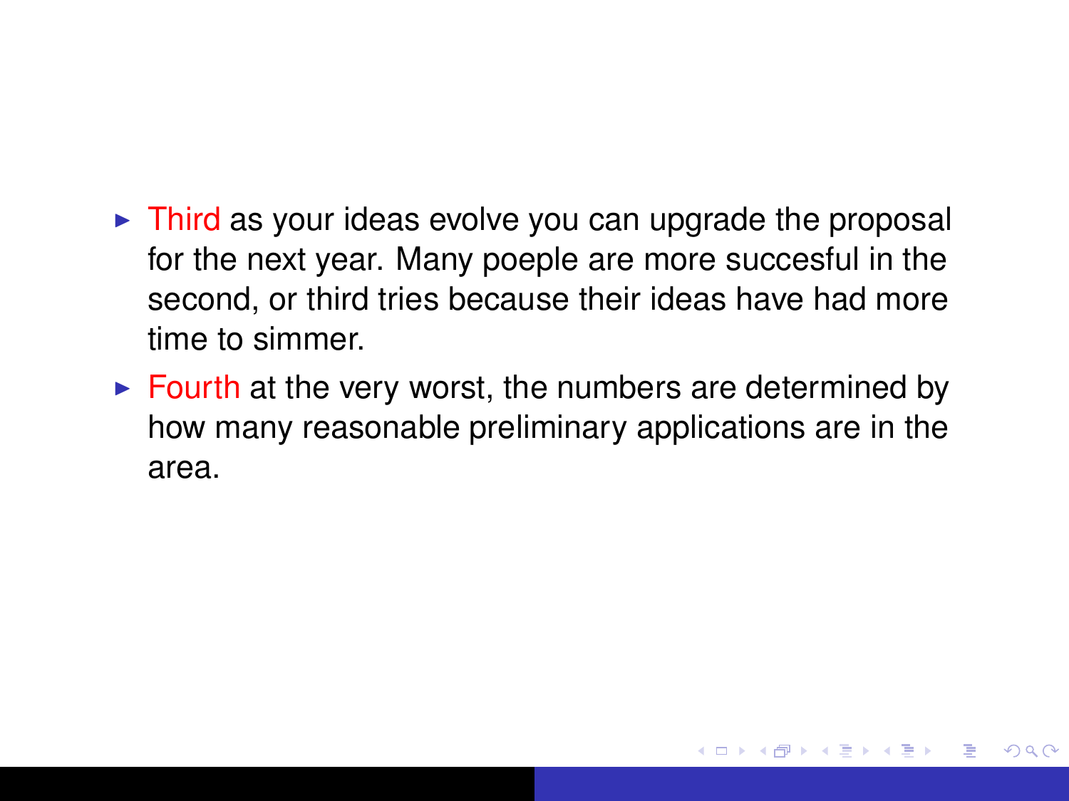- Third as your ideas evolve you can upgrade the proposal for the next year. Many poeple are more succesful in the second, or third tries because their ideas have had more time to simmer.
- Fourth at the very worst, the numbers are determined by how many reasonable preliminary applications are in the area.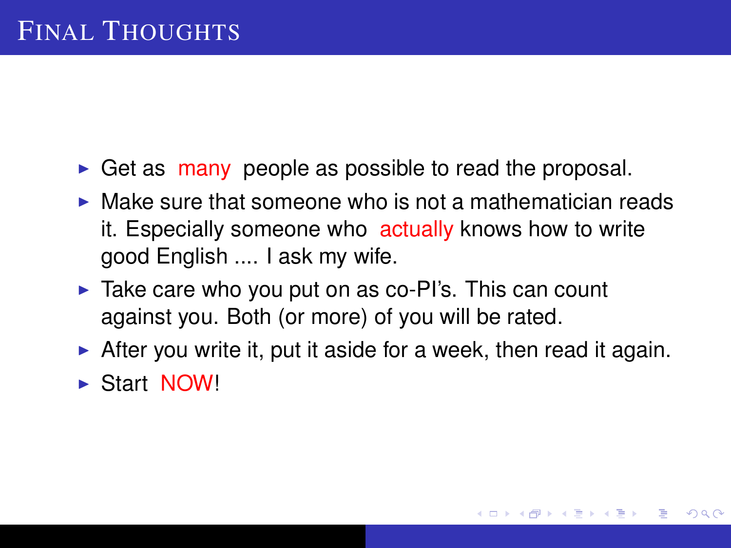# Final Thoughts

- Get as many people as possible to read the proposal.
- Make sure that someone who is not a mathematician reads it. Especially someone who actually knows how to write good English .... I ask my wife.
- Take care who you put on as co-PI's. This can count against you. Both (or more) of you will be rated.
- After you write it, put it aside for a week, then read it again.
- Start NOW!